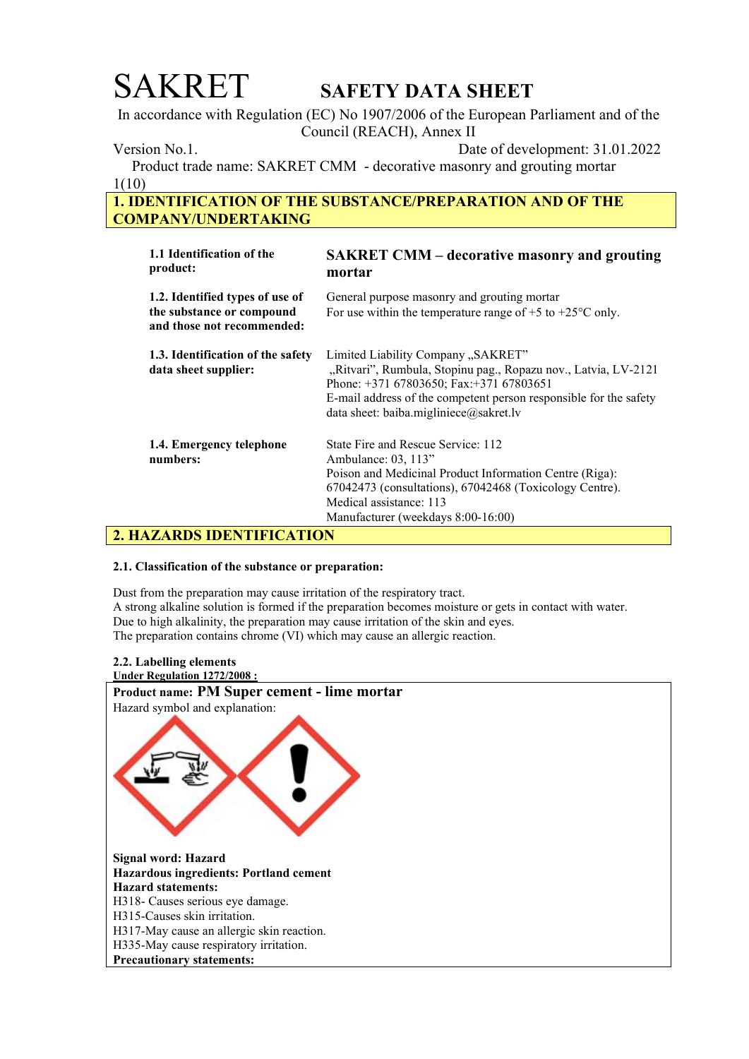# SAKRET SAFETY DATA SHEET

In accordance with Regulation (EC) No 1907/2006 of the European Parliament and of the Council (REACH), Annex II

Version No.1. Date of development: 31.01.2022

Product trade name: SAKRET CMM - decorative masonry and grouting mortar

## 1. IDENTIFICATION OF THE SUBSTANCE/PREPARATION AND OF THE COMPANY/UNDERTAKING

| | |
|---|---|
| **1.1 Identification of the product:** | **SAKRET CMM – decorative masonry and grouting mortar** |
| **1.2. Identified types of use of the substance or compound and those not recommended:** | General purpose masonry and grouting mortar<br>For use within the temperature range of +5 to +25°C only. |
| **1.3. Identification of the safety data sheet supplier:** | Limited Liability Company „SAKRET"<br>„Ritvari", Rumbula, Stopinu pag., Ropazu nov., Latvia, LV-2121<br>Phone: +371 67803650; Fax:+371 67803651<br>E-mail address of the competent person responsible for the safety data sheet: baiba.migliniece@sakret.lv |
| **1.4. Emergency telephone numbers:** | State Fire and Rescue Service: 112<br>Ambulance: 03, 113"<br>Poison and Medicinal Product Information Centre (Riga): 67042473 (consultations), 67042468 (Toxicology Centre).<br>Medical assistance: 113<br>Manufacturer (weekdays 8:00-16:00) |

## 2. HAZARDS IDENTIFICATION

### 2.1. Classification of the substance or preparation:

Dust from the preparation may cause irritation of the respiratory tract.
A strong alkaline solution is formed if the preparation becomes moisture or gets in contact with water.
Due to high alkalinity, the preparation may cause irritation of the skin and eyes.
The preparation contains chrome (VI) which may cause an allergic reaction.

### 2.2. Labelling elements

**Under Regulation 1272/2008 :**

**Product name: PM Super cement - lime mortar**

Hazard symbol and explanation:

**Signal word: Hazard**

**Hazardous ingredients: Portland cement**

**Hazard statements:**

H318- Causes serious eye damage.
H315-Causes skin irritation.
H317-May cause an allergic skin reaction.
H335-May cause respiratory irritation.

**Precautionary statements:**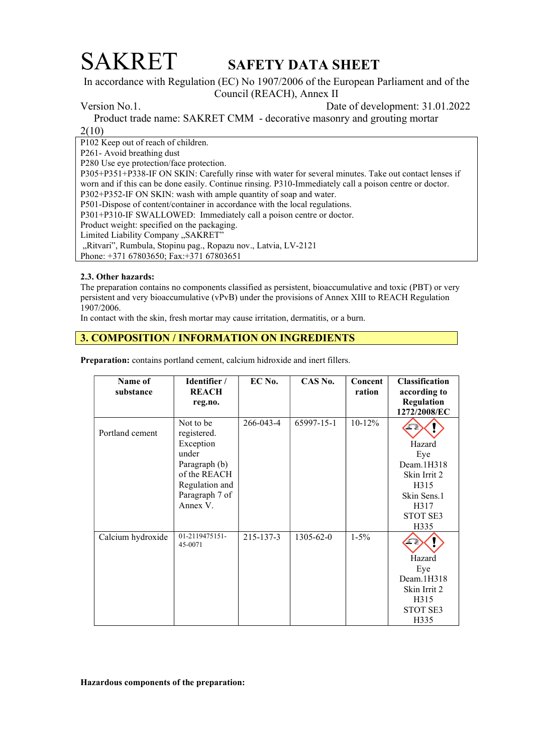# SAKRET SAFETY DATA SHEET

In accordance with Regulation (EC) No 1907/2006 of the European Parliament and of the Council (REACH), Annex II

Version No.1. Date of development: 31.01.2022

Product trade name: SAKRET CMM - decorative masonry and grouting mortar

P102 Keep out of reach of children.
P261- Avoid breathing dust
P280 Use eye protection/face protection.
P305+P351+P338-IF ON SKIN: Carefully rinse with water for several minutes. Take out contact lenses if worn and if this can be done easily. Continue rinsing. P310-Immediately call a poison centre or doctor.
P302+P352-IF ON SKIN: wash with ample quantity of soap and water.
P501-Dispose of content/container in accordance with the local regulations.
P301+P310-IF SWALLOWED: Immediately call a poison centre or doctor.
Product weight: specified on the packaging.
Limited Liability Company „SAKRET"
„Ritvari", Rumbula, Stopinu pag., Ropazu nov., Latvia, LV-2121
Phone: +371 67803650; Fax:+371 67803651

**2.3. Other hazards:**

The preparation contains no components classified as persistent, bioaccumulative and toxic (PBT) or very persistent and very bioaccumulative (vPvB) under the provisions of Annex XIII to REACH Regulation 1907/2006.
In contact with the skin, fresh mortar may cause irritation, dermatitis, or a burn.

## 3. COMPOSITION / INFORMATION ON INGREDIENTS

**Preparation:** contains portland cement, calcium hidroxide and inert fillers.

| Name of substance | Identifier / REACH reg.no. | EC No. | CAS No. | Concentration | Classification according to Regulation 1272/2008/EC |
|---|---|---|---|---|---|
| Portland cement | Not to be registered. Exception under Paragraph (b) of the REACH Regulation and Paragraph 7 of Annex V. | 266-043-4 | 65997-15-1 | 10-12% | Hazard Eye Deam.1H318 Skin Irrit 2 H315 Skin Sens.1 H317 STOT SE3 H335 |
| Calcium hydroxide | 01-2119475151-45-0071 | 215-137-3 | 1305-62-0 | 1-5% | Hazard Eye Deam.1H318 Skin Irrit 2 H315 STOT SE3 H335 |

**Hazardous components of the preparation:**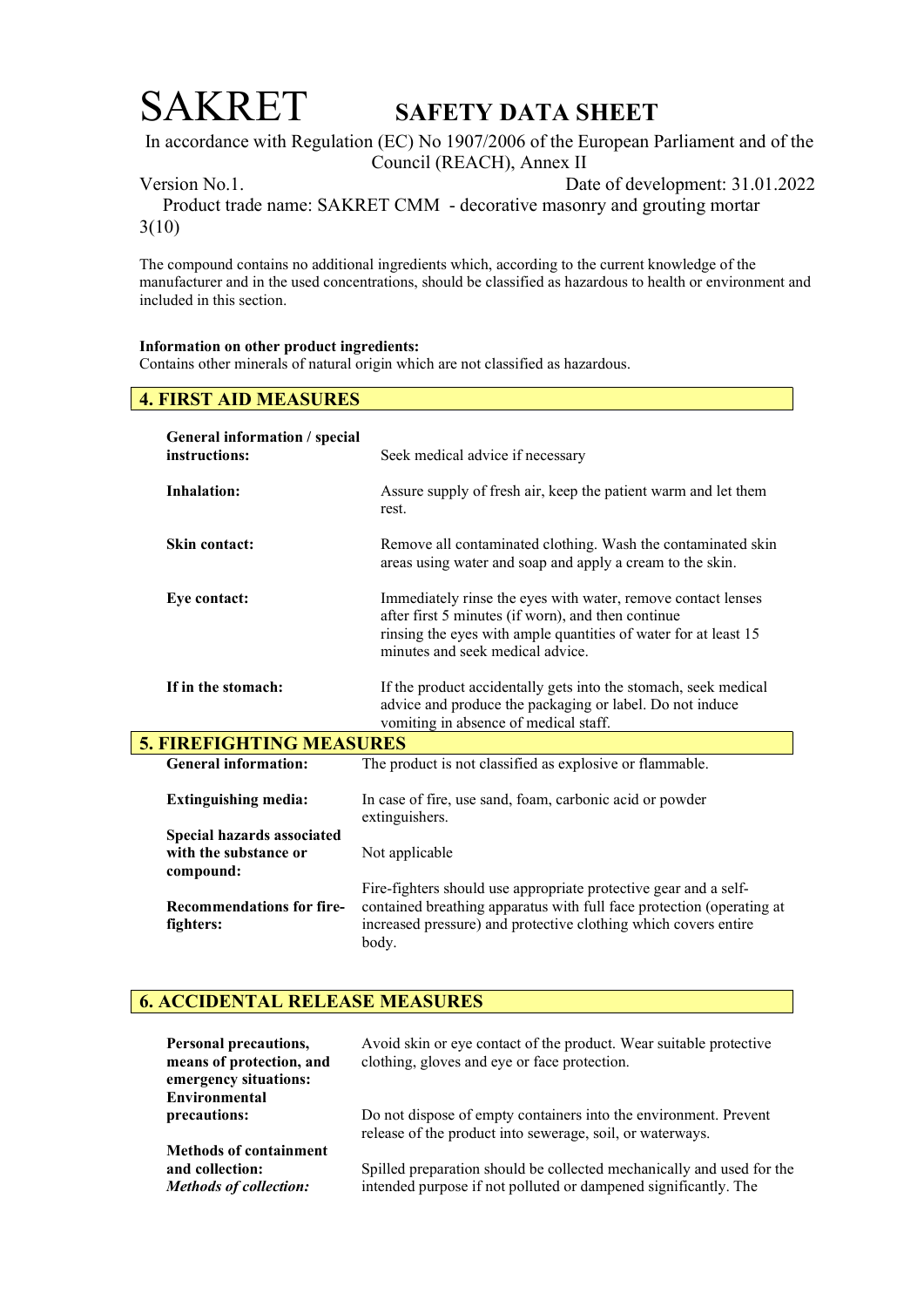The compound contains no additional ingredients which, according to the current knowledge of the manufacturer and in the used concentrations, should be classified as hazardous to health or environment and included in this section.

**Information on other product ingredients:**
Contains other minerals of natural origin which are not classified as hazardous.

## 4. FIRST AID MEASURES

| | |
|---|---|
| **General information / special instructions:** | Seek medical advice if necessary |
| **Inhalation:** | Assure supply of fresh air, keep the patient warm and let them rest. |
| **Skin contact:** | Remove all contaminated clothing. Wash the contaminated skin areas using water and soap and apply a cream to the skin. |
| **Eye contact:** | Immediately rinse the eyes with water, remove contact lenses after first 5 minutes (if worn), and then continue rinsing the eyes with ample quantities of water for at least 15 minutes and seek medical advice. |
| **If in the stomach:** | If the product accidentally gets into the stomach, seek medical advice and produce the packaging or label. Do not induce vomiting in absence of medical staff. |

## 5. FIREFIGHTING MEASURES

| | |
|---|---|
| **General information:** | The product is not classified as explosive or flammable. |
| **Extinguishing media:** | In case of fire, use sand, foam, carbonic acid or powder extinguishers. |
| **Special hazards associated with the substance or compound:** | Not applicable |
| **Recommendations for fire-fighters:** | Fire-fighters should use appropriate protective gear and a self-contained breathing apparatus with full face protection (operating at increased pressure) and protective clothing which covers entire body. |

## 6. ACCIDENTAL RELEASE MEASURES

| | |
|---|---|
| **Personal precautions, means of protection, and emergency situations:** | Avoid skin or eye contact of the product. Wear suitable protective clothing, gloves and eye or face protection. |
| **Environmental precautions:** | Do not dispose of empty containers into the environment. Prevent release of the product into sewerage, soil, or waterways. |
| **Methods of containment and collection:** ***Methods of collection:*** | Spilled preparation should be collected mechanically and used for the intended purpose if not polluted or dampened significantly. The |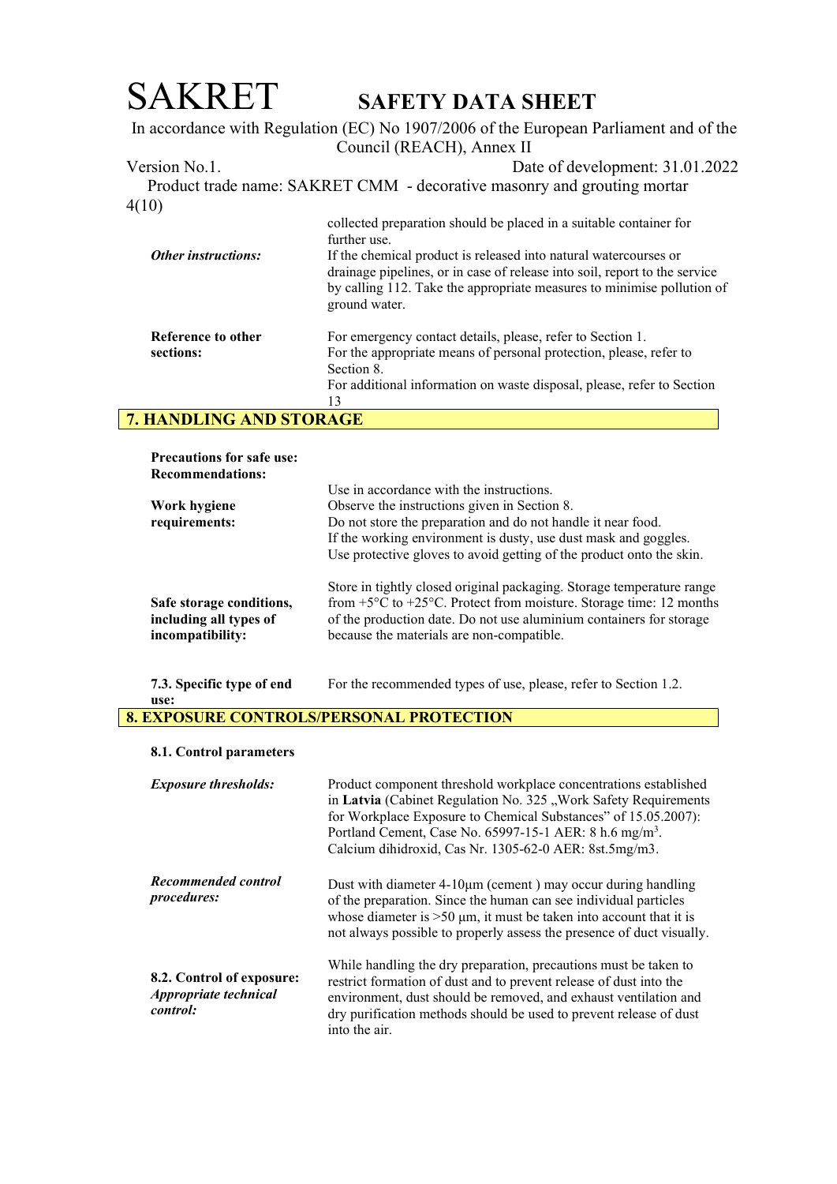collected preparation should be placed in a suitable container for further use.

| | |
|---|---|
| *Other instructions:* | If the chemical product is released into natural watercourses or drainage pipelines, or in case of release into soil, report to the service by calling 112. Take the appropriate measures to minimise pollution of ground water. |
| **Reference to other sections:** | For emergency contact details, please, refer to Section 1. For the appropriate means of personal protection, please, refer to Section 8. For additional information on waste disposal, please, refer to Section 13 |

## 7. HANDLING AND STORAGE

**Precautions for safe use:**
**Recommendations:**

| | |
|---|---|
| | Use in accordance with the instructions. |
| **Work hygiene requirements:** | Observe the instructions given in Section 8. Do not store the preparation and do not handle it near food. If the working environment is dusty, use dust mask and goggles. Use protective gloves to avoid getting of the product onto the skin. |
| **Safe storage conditions, including all types of incompatibility:** | Store in tightly closed original packaging. Storage temperature range from +5°C to +25°C. Protect from moisture. Storage time: 12 months of the production date. Do not use aluminium containers for storage because the materials are non-compatible. |
| **7.3. Specific type of end use:** | For the recommended types of use, please, refer to Section 1.2. |

## 8. EXPOSURE CONTROLS/PERSONAL PROTECTION

**8.1. Control parameters**

| | |
|---|---|
| ***Exposure thresholds:*** | Product component threshold workplace concentrations established in **Latvia** (Cabinet Regulation No. 325 „Work Safety Requirements for Workplace Exposure to Chemical Substances" of 15.05.2007): Portland Cement, Case No. 65997-15-1 AER: 8 h.6 mg/m$^3$. Calcium dihidroxid, Cas Nr. 1305-62-0 AER: 8st.5mg/m3. |
| ***Recommended control procedures:*** | Dust with diameter 4-10µm (cement ) may occur during handling of the preparation. Since the human can see individual particles whose diameter is >50 µm, it must be taken into account that it is not always possible to properly assess the presence of duct visually. |
| **8.2. Control of exposure:** ***Appropriate technical control:*** | While handling the dry preparation, precautions must be taken to restrict formation of dust and to prevent release of dust into the environment, dust should be removed, and exhaust ventilation and dry purification methods should be used to prevent release of dust into the air. |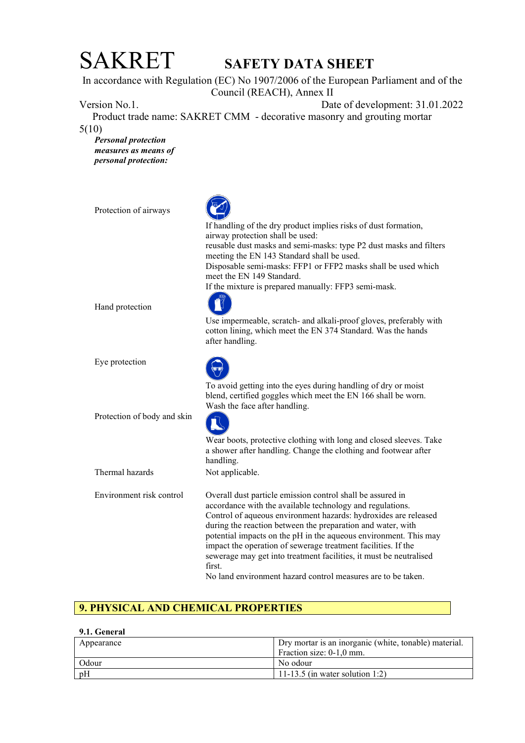Personal protection measures as means of personal protection:

| | |
|---|---|
| Protection of airways | If handling of the dry product implies risks of dust formation, airway protection shall be used:<br>reusable dust masks and semi-masks: type P2 dust masks and filters meeting the EN 143 Standard shall be used.<br>Disposable semi-masks: FFP1 or FFP2 masks shall be used which meet the EN 149 Standard.<br>If the mixture is prepared manually: FFP3 semi-mask. |
| Hand protection | Use impermeable, scratch- and alkali-proof gloves, preferably with cotton lining, which meet the EN 374 Standard. Was the hands after handling. |
| Eye protection | To avoid getting into the eyes during handling of dry or moist blend, certified goggles which meet the EN 166 shall be worn. Wash the face after handling. |
| Protection of body and skin | Wear boots, protective clothing with long and closed sleeves. Take a shower after handling. Change the clothing and footwear after handling. |
| Thermal hazards | Not applicable. |
| Environment risk control | Overall dust particle emission control shall be assured in accordance with the available technology and regulations.<br>Control of aqueous environment hazards: hydroxides are released during the reaction between the preparation and water, with potential impacts on the pH in the aqueous environment. This may impact the operation of sewerage treatment facilities. If the sewerage may get into treatment facilities, it must be neutralised first.<br>No land environment hazard control measures are to be taken. |

## 9. PHYSICAL AND CHEMICAL PROPERTIES

### 9.1. General

| | |
|---|---|
| Appearance | Dry mortar is an inorganic (white, tonable) material. Fraction size: 0-1,0 mm. |
| Odour | No odour |
| pH | 11-13.5 (in water solution 1:2) |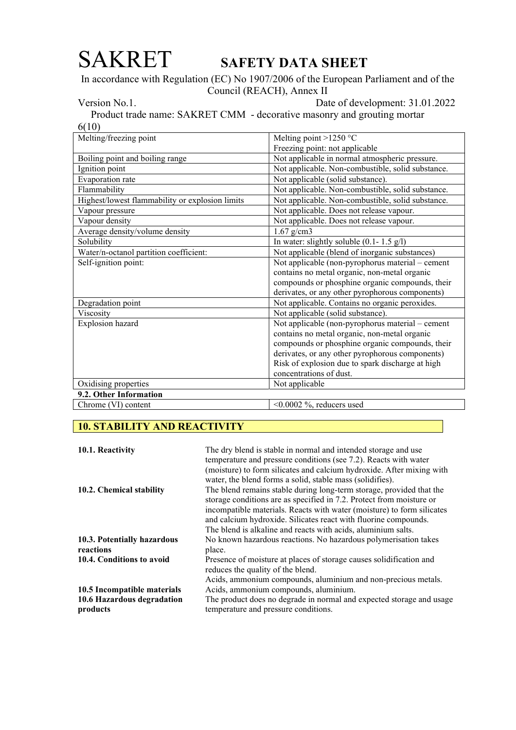| Melting/freezing point | Melting point >1250 °C<br>Freezing point: not applicable |
|---|---|
| Boiling point and boiling range | Not applicable in normal atmospheric pressure. |
| Ignition point | Not applicable. Non-combustible, solid substance. |
| Evaporation rate | Not applicable (solid substance). |
| Flammability | Not applicable. Non-combustible, solid substance. |
| Highest/lowest flammability or explosion limits | Not applicable. Non-combustible, solid substance. |
| Vapour pressure | Not applicable. Does not release vapour. |
| Vapour density | Not applicable. Does not release vapour. |
| Average density/volume density | 1.67 g/cm3 |
| Solubility | In water: slightly soluble (0.1- 1.5 g/l) |
| Water/n-octanol partition coefficient: | Not applicable (blend of inorganic substances) |
| Self-ignition point: | Not applicable (non-pyrophorus material – cement contains no metal organic, non-metal organic compounds or phosphine organic compounds, their derivates, or any other pyrophorous components) |
| Degradation point | Not applicable. Contains no organic peroxides. |
| Viscosity | Not applicable (solid substance). |
| Explosion hazard | Not applicable (non-pyrophorus material – cement contains no metal organic, non-metal organic compounds or phosphine organic compounds, their derivates, or any other pyrophorous components)<br>Risk of explosion due to spark discharge at high concentrations of dust. |
| Oxidising properties | Not applicable |
| **9.2. Other Information** | |
| Chrome (VI) content | <0.0002 %, reducers used |

## 10. STABILITY AND REACTIVITY

**10.1. Reactivity** The dry blend is stable in normal and intended storage and use temperature and pressure conditions (see 7.2). Reacts with water (moisture) to form silicates and calcium hydroxide. After mixing with water, the blend forms a solid, stable mass (solidifies).

**10.2. Chemical stability** The blend remains stable during long-term storage, provided that the storage conditions are as specified in 7.2. Protect from moisture or incompatible materials. Reacts with water (moisture) to form silicates and calcium hydroxide. Silicates react with fluorine compounds. The blend is alkaline and reacts with acids, aluminium salts.

**10.3. Potentially hazardous reactions** No known hazardous reactions. No hazardous polymerisation takes place.

**10.4. Conditions to avoid** Presence of moisture at places of storage causes solidification and reduces the quality of the blend.
Acids, ammonium compounds, aluminium and non-precious metals.

**10.5 Incompatible materials** Acids, ammonium compounds, aluminium.

**10.6 Hazardous degradation products** The product does no degrade in normal and expected storage and usage temperature and pressure conditions.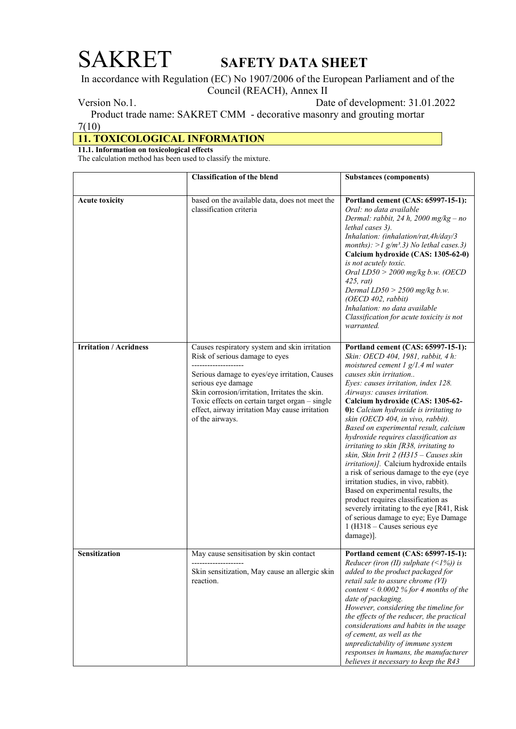# SAKRET SAFETY DATA SHEET

In accordance with Regulation (EC) No 1907/2006 of the European Parliament and of the Council (REACH), Annex II

Version No.1. Date of development: 31.01.2022

Product trade name: SAKRET CMM - decorative masonry and grouting mortar

## 11. TOXICOLOGICAL INFORMATION

**11.1. Information on toxicological effects**

The calculation method has been used to classify the mixture.

| | Classification of the blend | Substances (components) |
|---|---|---|
| **Acute toxicity** | based on the available data, does not meet the classification criteria | **Portland cement (CAS: 65997-15-1):** *Oral: no data available* *Dermal: rabbit, 24 h, 2000 mg/kg – no lethal cases 3).* *Inhalation: (inhalation/rat,4h/day/3 months): >1 g/m³.3) No lethal cases.3)* **Calcium hydroxide (CAS: 1305-62-0)** *is not acutely toxic.* *Oral LD50 > 2000 mg/kg b.w. (OECD 425, rat)* *Dermal LD50 > 2500 mg/kg b.w. (OECD 402, rabbit)* *Inhalation: no data available* *Classification for acute toxicity is not warranted.* |
| **Irritation / Acridness** | Causes respiratory system and skin irritation Risk of serious damage to eyes -------------------- Serious damage to eyes/eye irritation, Causes serious eye damage Skin corrosion/irritation, Irritates the skin. Toxic effects on certain target organ – single effect, airway irritation May cause irritation of the airways. | **Portland cement (CAS: 65997-15-1):** *Skin: OECD 404, 1981, rabbit, 4 h: moistured cement 1 g/1.4 ml water causes skin irritation..* *Eyes: causes irritation, index 128.* *Airways: causes irritation.* **Calcium hydroxide (CAS: 1305-62-0):** *Calcium hydroxide is irritating to skin (OECD 404, in vivo, rabbit). Based on experimental result, calcium hydroxide requires classification as irritating to skin [R38, irritating to skin, Skin Irrit 2 (H315 – Causes skin irritation)].* Calcium hydroxide entails a risk of serious damage to the eye (eye irritation studies, in vivo, rabbit). Based on experimental results, the product requires classification as severely irritating to the eye [R41, Risk of serious damage to eye; Eye Damage 1 (H318 – Causes serious eye damage)]. |
| **Sensitization** | May cause sensitisation by skin contact -------------------- Skin sensitization, May cause an allergic skin reaction. | **Portland cement (CAS: 65997-15-1):** *Reducer (iron (II) sulphate (<1%)) is added to the product packaged for retail sale to assure chrome (VI) content < 0.0002 % for 4 months of the date of packaging.* *However, considering the timeline for the effects of the reducer, the practical considerations and habits in the usage of cement, as well as the unpredictability of immune system responses in humans, the manufacturer believes it necessary to keep the R43* |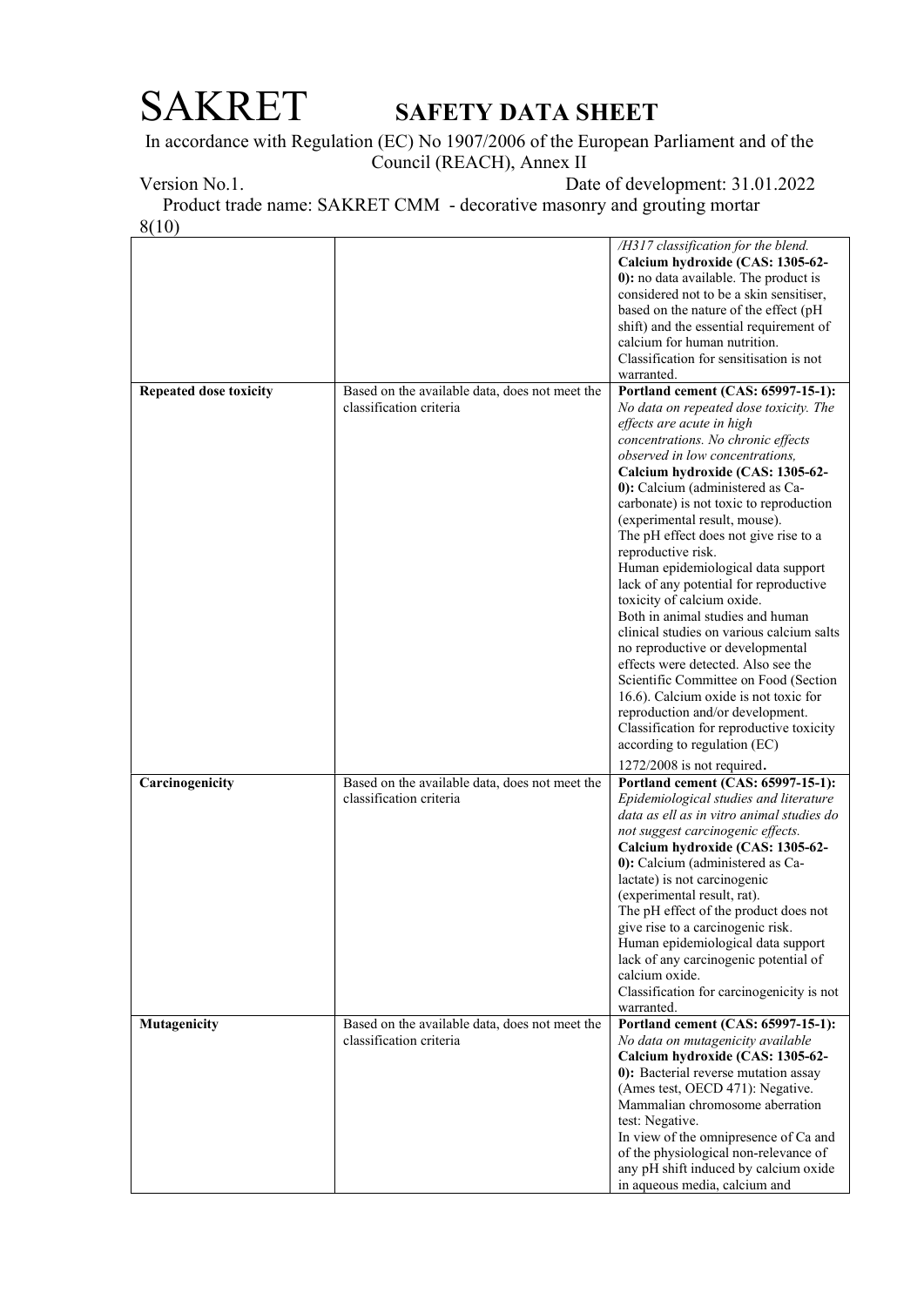| | | |
|---|---|---|
| | | */H317 classification for the blend.* **Calcium hydroxide (CAS: 1305-62-0):** no data available. The product is considered not to be a skin sensitiser, based on the nature of the effect (pH shift) and the essential requirement of calcium for human nutrition. Classification for sensitisation is not warranted. |
| **Repeated dose toxicity** | Based on the available data, does not meet the classification criteria | **Portland cement (CAS: 65997-15-1):** *No data on repeated dose toxicity. The effects are acute in high concentrations. No chronic effects observed in low concentrations,* **Calcium hydroxide (CAS: 1305-62-0):** Calcium (administered as Ca-carbonate) is not toxic to reproduction (experimental result, mouse). The pH effect does not give rise to a reproductive risk. Human epidemiological data support lack of any potential for reproductive toxicity of calcium oxide. Both in animal studies and human clinical studies on various calcium salts no reproductive or developmental effects were detected. Also see the Scientific Committee on Food (Section 16.6). Calcium oxide is not toxic for reproduction and/or development. Classification for reproductive toxicity according to regulation (EC) 1272/2008 is not required. |
| **Carcinogenicity** | Based on the available data, does not meet the classification criteria | **Portland cement (CAS: 65997-15-1):** *Epidemiological studies and literature data as ell as in vitro animal studies do not suggest carcinogenic effects.* **Calcium hydroxide (CAS: 1305-62-0):** Calcium (administered as Ca-lactate) is not carcinogenic (experimental result, rat). The pH effect of the product does not give rise to a carcinogenic risk. Human epidemiological data support lack of any carcinogenic potential of calcium oxide. Classification for carcinogenicity is not warranted. |
| **Mutagenicity** | Based on the available data, does not meet the classification criteria | **Portland cement (CAS: 65997-15-1):** *No data on mutagenicity available* **Calcium hydroxide (CAS: 1305-62-0):** Bacterial reverse mutation assay (Ames test, OECD 471): Negative. Mammalian chromosome aberration test: Negative. In view of the omnipresence of Ca and of the physiological non-relevance of any pH shift induced by calcium oxide in aqueous media, calcium and |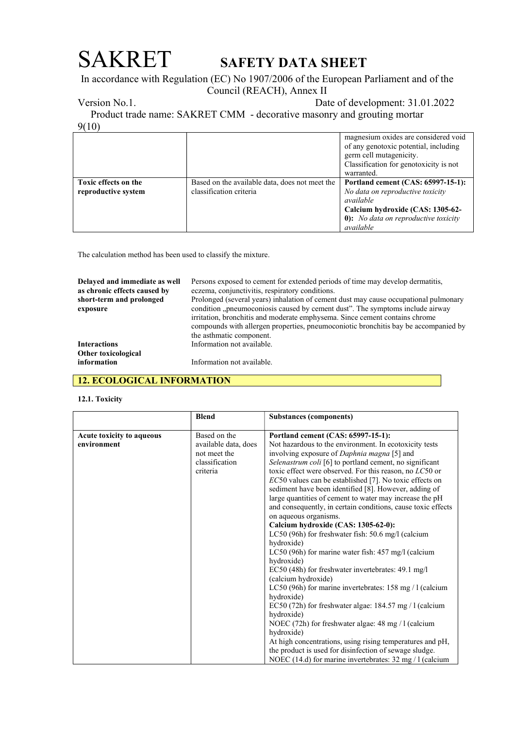| | | |
|---|---|---|
| | | magnesium oxides are considered void of any genotoxic potential, including germ cell mutagenicity. Classification for genotoxicity is not warranted. |
| **Toxic effects on the reproductive system** | Based on the available data, does not meet the classification criteria | **Portland cement (CAS: 65997-15-1):** *No data on reproductive toxicity available* **Calcium hydroxide (CAS: 1305-62-0):** *No data on reproductive toxicity available* |

The calculation method has been used to classify the mixture.

**Delayed and immediate as well as chronic effects caused by short-term and prolonged exposure**

Persons exposed to cement for extended periods of time may develop dermatitis, eczema, conjunctivitis, respiratory conditions.
Prolonged (several years) inhalation of cement dust may cause occupational pulmonary condition „pneumoconiosis caused by cement dust". The symptoms include airway irritation, bronchitis and moderate emphysema. Since cement contains chrome compounds with allergen properties, pneumoconiotic bronchitis bay be accompanied by the asthmatic component.

**Interactions**

Information not available.

**Other toxicological information**

Information not available.

## 12. ECOLOGICAL INFORMATION

**12.1. Toxicity**

| | **Blend** | **Substances (components)** |
|---|---|---|
| **Acute toxicity to aqueous environment** | Based on the available data, does not meet the classification criteria | **Portland cement (CAS: 65997-15-1):** Not hazardous to the environment. In ecotoxicity tests involving exposure of *Daphnia magna* [5] and *Selenastrum coli* [6] to portland cement, no significant toxic effect were observed. For this reason, no *LC*50 or *EC*50 values can be established [7]. No toxic effects on sediment have been identified [8]. However, adding of large quantities of cement to water may increase the pH and consequently, in certain conditions, cause toxic effects on aqueous organisms. **Calcium hydroxide (CAS: 1305-62-0):** LC50 (96h) for freshwater fish: 50.6 mg/l (calcium hydroxide) LC50 (96h) for marine water fish: 457 mg/l (calcium hydroxide) EC50 (48h) for freshwater invertebrates: 49.1 mg/l (calcium hydroxide) LC50 (96h) for marine invertebrates: 158 mg / l (calcium hydroxide) EC50 (72h) for freshwater algae: 184.57 mg / l (calcium hydroxide) NOEC (72h) for freshwater algae: 48 mg / l (calcium hydroxide) At high concentrations, using rising temperatures and pH, the product is used for disinfection of sewage sludge. NOEC (14.d) for marine invertebrates: 32 mg / l (calcium |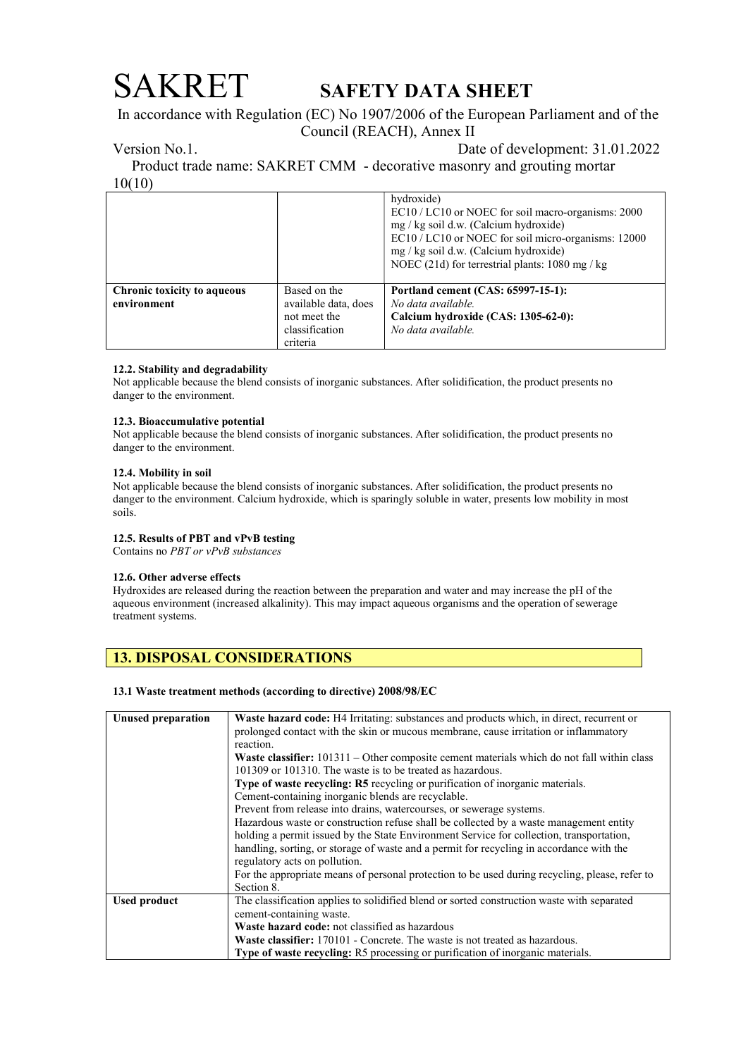|  |  | hydroxide)<br>EC10 / LC10 or NOEC for soil macro-organisms: 2000 mg / kg soil d.w. (Calcium hydroxide)<br>EC10 / LC10 or NOEC for soil micro-organisms: 12000 mg / kg soil d.w. (Calcium hydroxide)<br>NOEC (21d) for terrestrial plants: 1080 mg / kg |
|---|---|---|
| **Chronic toxicity to aqueous environment** | Based on the available data, does not meet the classification criteria | **Portland cement (CAS: 65997-15-1):**<br>*No data available.*<br>**Calcium hydroxide (CAS: 1305-62-0):**<br>*No data available.* |

#### 12.2. Stability and degradability

Not applicable because the blend consists of inorganic substances. After solidification, the product presents no danger to the environment.

#### 12.3. Bioaccumulative potential

Not applicable because the blend consists of inorganic substances. After solidification, the product presents no danger to the environment.

#### 12.4. Mobility in soil

Not applicable because the blend consists of inorganic substances. After solidification, the product presents no danger to the environment. Calcium hydroxide, which is sparingly soluble in water, presents low mobility in most soils.

#### 12.5. Results of PBT and vPvB testing

Contains no *PBT or vPvB substances*

#### 12.6. Other adverse effects

Hydroxides are released during the reaction between the preparation and water and may increase the pH of the aqueous environment (increased alkalinity). This may impact aqueous organisms and the operation of sewerage treatment systems.

## 13. DISPOSAL CONSIDERATIONS

#### 13.1 Waste treatment methods (according to directive) 2008/98/EC

| **Unused preparation** | **Waste hazard code:** H4 Irritating: substances and products which, in direct, recurrent or prolonged contact with the skin or mucous membrane, cause irritation or inflammatory reaction.<br>**Waste classifier:** 101311 – Other composite cement materials which do not fall within class 101309 or 101310. The waste is to be treated as hazardous.<br>**Type of waste recycling: R5** recycling or purification of inorganic materials.<br>Cement-containing inorganic blends are recyclable.<br>Prevent from release into drains, watercourses, or sewerage systems.<br>Hazardous waste or construction refuse shall be collected by a waste management entity holding a permit issued by the State Environment Service for collection, transportation, handling, sorting, or storage of waste and a permit for recycling in accordance with the regulatory acts on pollution.<br>For the appropriate means of personal protection to be used during recycling, please, refer to Section 8. |
|---|---|
| **Used product** | The classification applies to solidified blend or sorted construction waste with separated cement-containing waste.<br>**Waste hazard code:** not classified as hazardous<br>**Waste classifier:** 170101 - Concrete. The waste is not treated as hazardous.<br>**Type of waste recycling:** R5 processing or purification of inorganic materials. |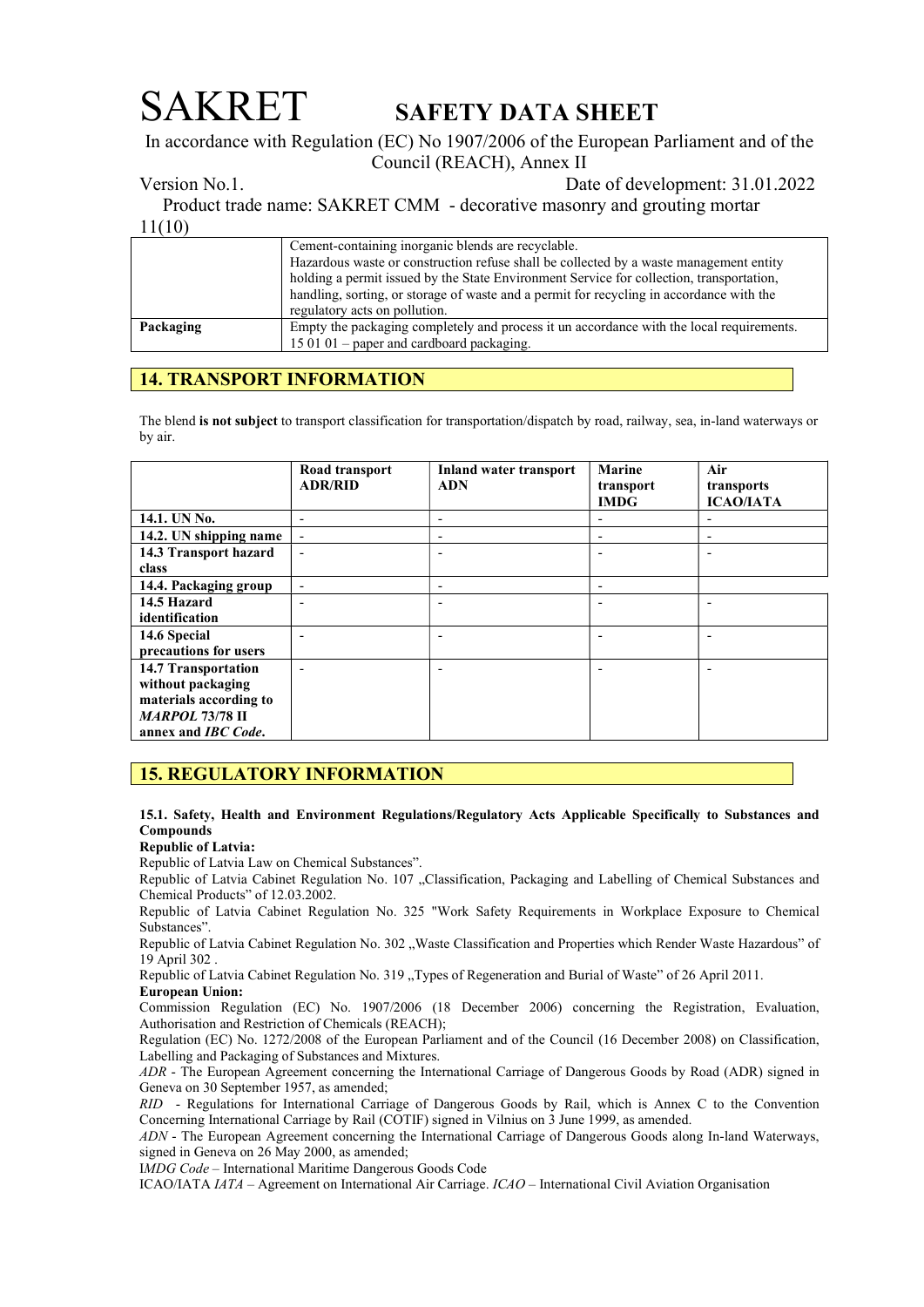| | |
|---|---|
| | Cement-containing inorganic blends are recyclable.<br>Hazardous waste or construction refuse shall be collected by a waste management entity holding a permit issued by the State Environment Service for collection, transportation, handling, sorting, or storage of waste and a permit for recycling in accordance with the regulatory acts on pollution. |
| **Packaging** | Empty the packaging completely and process it un accordance with the local requirements.<br>15 01 01 – paper and cardboard packaging. |

## 14. TRANSPORT INFORMATION

The blend **is not subject** to transport classification for transportation/dispatch by road, railway, sea, in-land waterways or by air.

| | **Road transport ADR/RID** | **Inland water transport ADN** | **Marine transport IMDG** | **Air transports ICAO/IATA** |
|---|---|---|---|---|
| **14.1. UN No.** | - | - | - | - |
| **14.2. UN shipping name** | - | - | - | - |
| **14.3 Transport hazard class** | - | - | - | - |
| **14.4. Packaging group** | - | - | - | |
| **14.5 Hazard identification** | - | - | - | - |
| **14.6 Special precautions for users** | - | - | - | - |
| **14.7 Transportation without packaging materials according to *MARPOL* 73/78 II annex and *IBC Code*.** | - | - | - | - |

## 15. REGULATORY INFORMATION

**15.1. Safety, Health and Environment Regulations/Regulatory Acts Applicable Specifically to Substances and Compounds**

**Republic of Latvia:**

Republic of Latvia Law on Chemical Substances".

Republic of Latvia Cabinet Regulation No. 107 „Classification, Packaging and Labelling of Chemical Substances and Chemical Products" of 12.03.2002.

Republic of Latvia Cabinet Regulation No. 325 "Work Safety Requirements in Workplace Exposure to Chemical Substances".

Republic of Latvia Cabinet Regulation No. 302 „Waste Classification and Properties which Render Waste Hazardous" of 19 April 302 .

Republic of Latvia Cabinet Regulation No. 319 „Types of Regeneration and Burial of Waste" of 26 April 2011.

**European Union:**

Commission Regulation (EC) No. 1907/2006 (18 December 2006) concerning the Registration, Evaluation, Authorisation and Restriction of Chemicals (REACH);

Regulation (EC) No. 1272/2008 of the European Parliament and of the Council (16 December 2008) on Classification, Labelling and Packaging of Substances and Mixtures.

*ADR* - The European Agreement concerning the International Carriage of Dangerous Goods by Road (ADR) signed in Geneva on 30 September 1957, as amended;

*RID* - Regulations for International Carriage of Dangerous Goods by Rail, which is Annex C to the Convention Concerning International Carriage by Rail (COTIF) signed in Vilnius on 3 June 1999, as amended.

*ADN* - The European Agreement concerning the International Carriage of Dangerous Goods along In-land Waterways, signed in Geneva on 26 May 2000, as amended;

I*MDG Code* – International Maritime Dangerous Goods Code

ICAO/IATA *IATA* – Agreement on International Air Carriage. *ICAO* – International Civil Aviation Organisation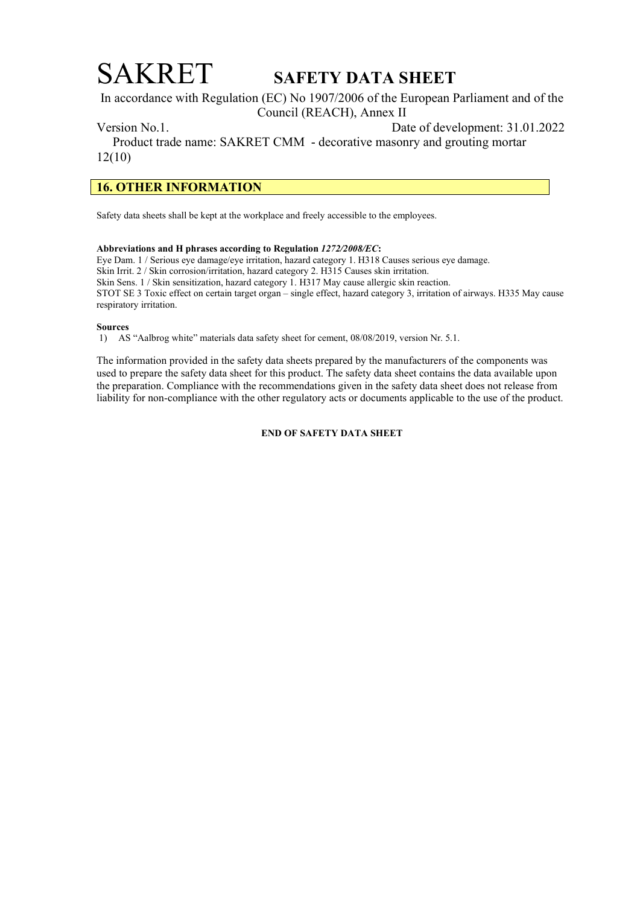## 16. OTHER INFORMATION

Safety data sheets shall be kept at the workplace and freely accessible to the employees.

**Abbreviations and H phrases according to Regulation *1272/2008/EC*:**

Eye Dam. 1 / Serious eye damage/eye irritation, hazard category 1. H318 Causes serious eye damage.
Skin Irrit. 2 / Skin corrosion/irritation, hazard category 2. H315 Causes skin irritation.
Skin Sens. 1 / Skin sensitization, hazard category 1. H317 May cause allergic skin reaction.
STOT SE 3 Toxic effect on certain target organ – single effect, hazard category 3, irritation of airways. H335 May cause respiratory irritation.

**Sources**

1) AS "Aalbrog white" materials data safety sheet for cement, 08/08/2019, version Nr. 5.1.

The information provided in the safety data sheets prepared by the manufacturers of the components was used to prepare the safety data sheet for this product. The safety data sheet contains the data available upon the preparation. Compliance with the recommendations given in the safety data sheet does not release from liability for non-compliance with the other regulatory acts or documents applicable to the use of the product.

**END OF SAFETY DATA SHEET**